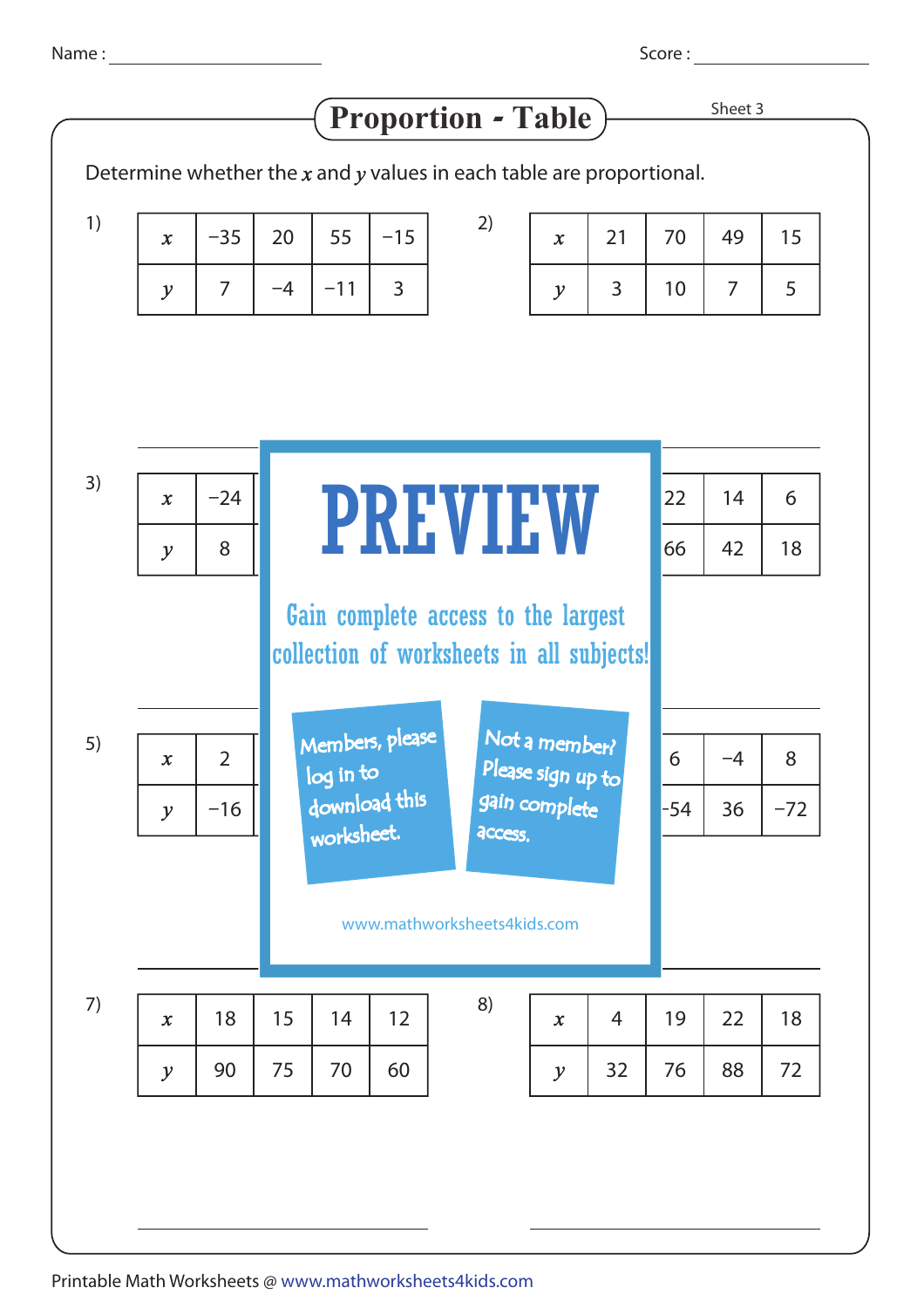Name : ____________ Score : ____________

# Proportion - Table

Sheet 3

Determine whether the $x$ and $y$ values in each table are proportional.

1)

| $x$ | −35 | 20 | 55 | −15 |
|---|---|---|---|---|
| $y$ | 7 | −4 | −11 | 3 |

2)

| $x$ | 21 | 70 | 49 | 15 |
|---|---|---|---|---|
| $y$ | 3 | 10 | 7 | 5 |

3)

| $x$ | −24 | | | |
|---|---|---|---|---|
| $y$ | 8 | | | |

4)

| $x$ | | 22 | 14 | 6 |
|---|---|---|---|---|
| $y$ | | 66 | 42 | 18 |

5)

| $x$ | 2 | | | |
|---|---|---|---|---|
| $y$ | −16 | | | |

6)

| $x$ | | 6 | −4 | 8 |
|---|---|---|---|---|
| $y$ | | −54 | 36 | −72 |

PREVIEW

Gain complete access to the largest collection of worksheets in all subjects!

Members, please log in to download this worksheet.

Not a member? Please sign up to gain complete access.

www.mathworksheets4kids.com

7)

| $x$ | 18 | 15 | 14 | 12 |
|---|---|---|---|---|
| $y$ | 90 | 75 | 70 | 60 |

8)

| $x$ | 4 | 19 | 22 | 18 |
|---|---|---|---|---|
| $y$ | 32 | 76 | 88 | 72 |

Printable Math Worksheets @ www.mathworksheets4kids.com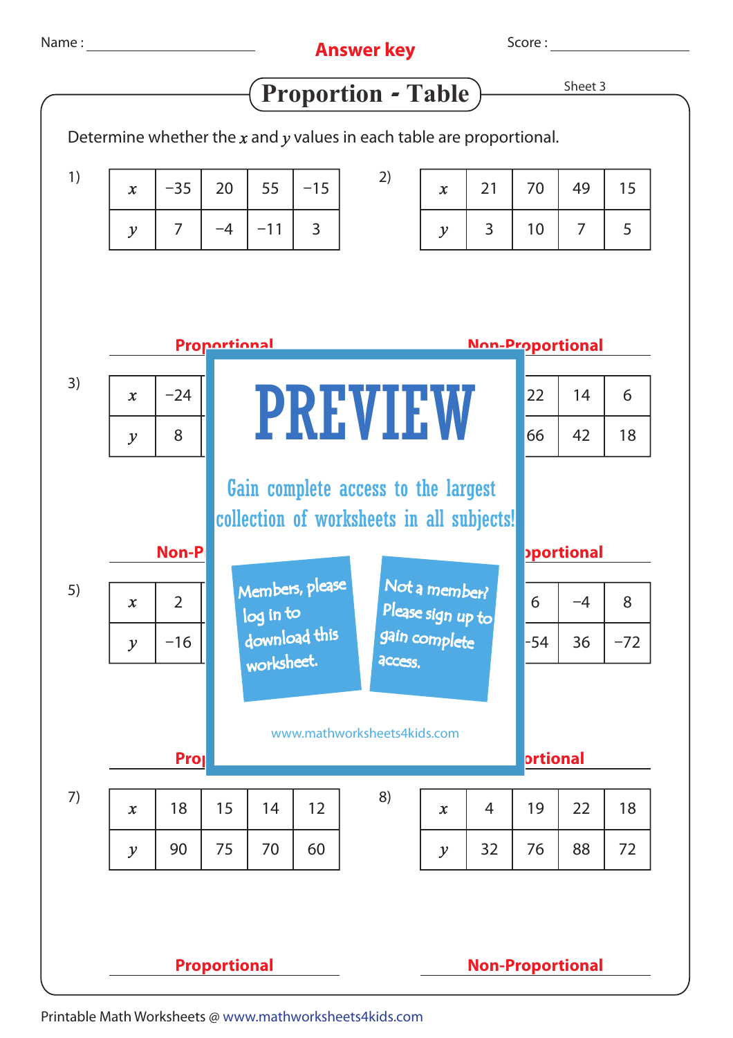Name : ____________________ **Answer key** Score : ____________________

# Proportion - Table

Sheet 3

Determine whether the $x$ and $y$ values in each table are proportional.

1)

| | | | | |
|---|---|---|---|---|
| $x$ | −35 | 20 | 55 | −15 |
| $y$ | 7 | −4 | −11 | 3 |

**Proportional**

2)

| | | | | |
|---|---|---|---|---|
| $x$ | 21 | 70 | 49 | 15 |
| $y$ | 3 | 10 | 7 | 5 |

**Non-Proportional**

3)

| | | |
|---|---|---|
| $x$ | −24 | |
| $y$ | 8 | |

**Non-P**

4)

| | | | |
|---|---|---|---|
| | 22 | 14 | 6 |
| | 66 | 42 | 18 |

**oportional**

5)

| | | |
|---|---|---|
| $x$ | 2 | |
| $y$ | −16 | |

**Prop**

6)

| | | | |
|---|---|---|---|
| | 6 | −4 | 8 |
| | -54 | 36 | −72 |

**ortional**

PREVIEW

Gain complete access to the largest collection of worksheets in all subjects!

Members, please log in to download this worksheet.

Not a member? Please sign up to gain complete access.

www.mathworksheets4kids.com

7)

| | | | | |
|---|---|---|---|---|
| $x$ | 18 | 15 | 14 | 12 |
| $y$ | 90 | 75 | 70 | 60 |

**Proportional**

8)

| | | | | |
|---|---|---|---|---|
| $x$ | 4 | 19 | 22 | 18 |
| $y$ | 32 | 76 | 88 | 72 |

**Non-Proportional**

Printable Math Worksheets @ www.mathworksheets4kids.com